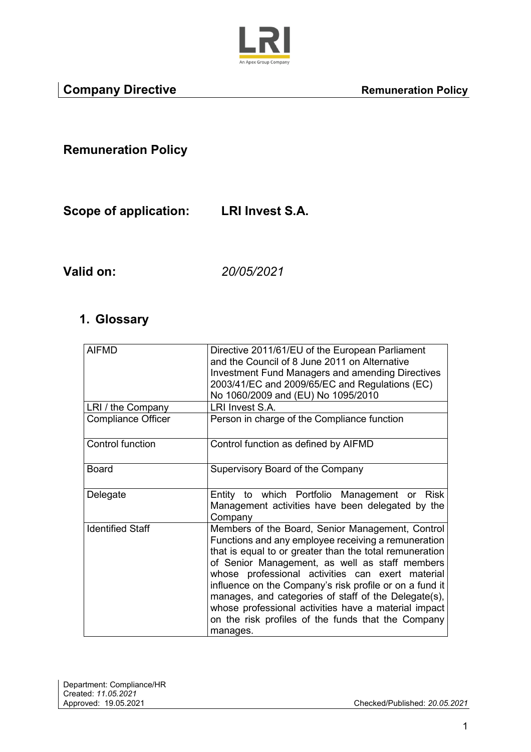**Company Directive** **Remuneration Policy**

# Remuneration Policy

**Scope of application: LRI Invest S.A.**

**Valid on:** *20/05/2021*

## 1. Glossary

| | |
|---|---|
| AIFMD | Directive 2011/61/EU of the European Parliament and the Council of 8 June 2011 on Alternative Investment Fund Managers and amending Directives 2003/41/EC and 2009/65/EC and Regulations (EC) No 1060/2009 and (EU) No 1095/2010 |
| LRI / the Company | LRI Invest S.A. |
| Compliance Officer | Person in charge of the Compliance function |
| Control function | Control function as defined by AIFMD |
| Board | Supervisory Board of the Company |
| Delegate | Entity to which Portfolio Management or Risk Management activities have been delegated by the Company |
| Identified Staff | Members of the Board, Senior Management, Control Functions and any employee receiving a remuneration that is equal to or greater than the total remuneration of Senior Management, as well as staff members whose professional activities can exert material influence on the Company's risk profile or on a fund it manages, and categories of staff of the Delegate(s), whose professional activities have a material impact on the risk profiles of the funds that the Company manages. |

Department: Compliance/HR
Created: *11.05.2021*
Approved: 19.05.2021
Checked/Published: *20.05.2021*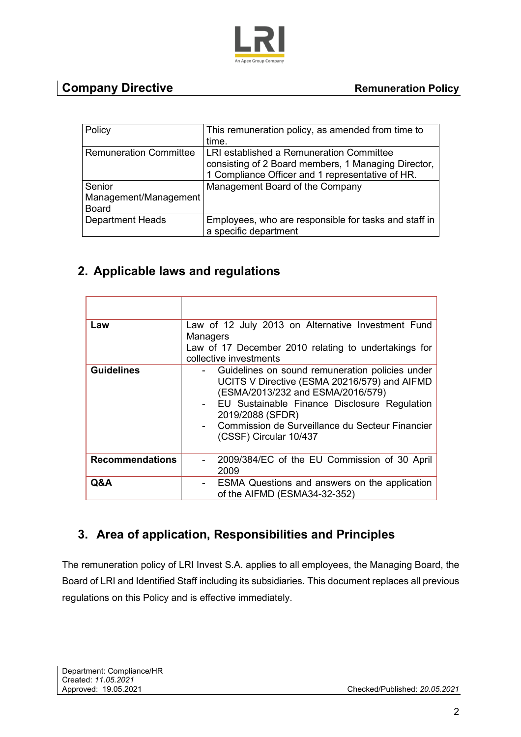| Policy | This remuneration policy, as amended from time to time. |
|---|---|
| Remuneration Committee | LRI established a Remuneration Committee consisting of 2 Board members, 1 Managing Director, 1 Compliance Officer and 1 representative of HR. |
| Senior Management/Management Board | Management Board of the Company |
| Department Heads | Employees, who are responsible for tasks and staff in a specific department |

## 2. Applicable laws and regulations

| | |
|---|---|
| **Law** | Law of 12 July 2013 on Alternative Investment Fund Managers<br>Law of 17 December 2010 relating to undertakings for collective investments |
| **Guidelines** | - Guidelines on sound remuneration policies under UCITS V Directive (ESMA 20216/579) and AIFMD (ESMA/2013/232 and ESMA/2016/579)<br>- EU Sustainable Finance Disclosure Regulation 2019/2088 (SFDR)<br>- Commission de Surveillance du Secteur Financier (CSSF) Circular 10/437 |
| **Recommendations** | - 2009/384/EC of the EU Commission of 30 April 2009 |
| **Q&A** | - ESMA Questions and answers on the application of the AIFMD (ESMA34-32-352) |

## 3. Area of application, Responsibilities and Principles

The remuneration policy of LRI Invest S.A. applies to all employees, the Managing Board, the Board of LRI and Identified Staff including its subsidiaries. This document replaces all previous regulations on this Policy and is effective immediately.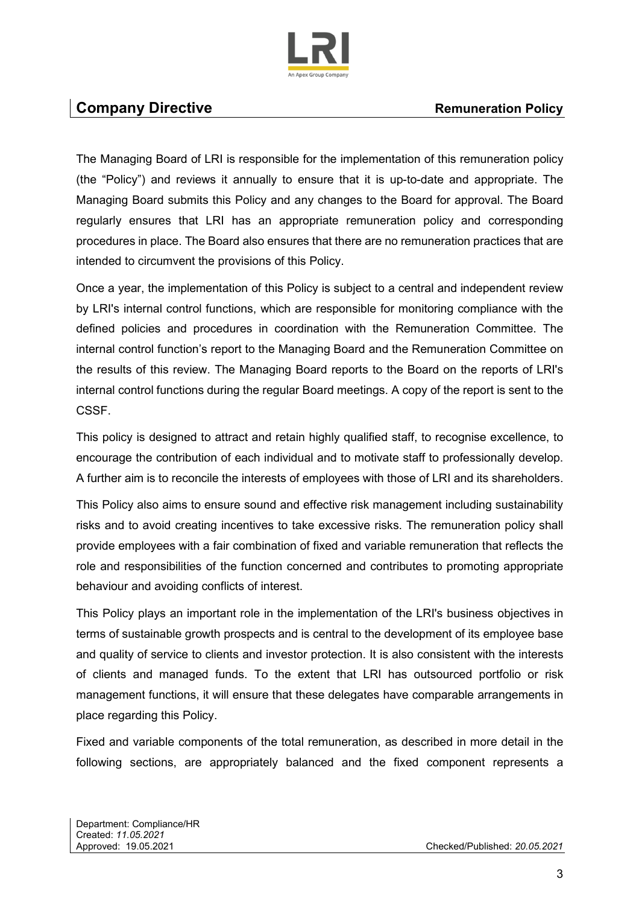The Managing Board of LRI is responsible for the implementation of this remuneration policy (the "Policy") and reviews it annually to ensure that it is up-to-date and appropriate. The Managing Board submits this Policy and any changes to the Board for approval. The Board regularly ensures that LRI has an appropriate remuneration policy and corresponding procedures in place. The Board also ensures that there are no remuneration practices that are intended to circumvent the provisions of this Policy.

Once a year, the implementation of this Policy is subject to a central and independent review by LRI's internal control functions, which are responsible for monitoring compliance with the defined policies and procedures in coordination with the Remuneration Committee. The internal control function's report to the Managing Board and the Remuneration Committee on the results of this review. The Managing Board reports to the Board on the reports of LRI's internal control functions during the regular Board meetings. A copy of the report is sent to the CSSF.

This policy is designed to attract and retain highly qualified staff, to recognise excellence, to encourage the contribution of each individual and to motivate staff to professionally develop. A further aim is to reconcile the interests of employees with those of LRI and its shareholders.

This Policy also aims to ensure sound and effective risk management including sustainability risks and to avoid creating incentives to take excessive risks. The remuneration policy shall provide employees with a fair combination of fixed and variable remuneration that reflects the role and responsibilities of the function concerned and contributes to promoting appropriate behaviour and avoiding conflicts of interest.

This Policy plays an important role in the implementation of the LRI's business objectives in terms of sustainable growth prospects and is central to the development of its employee base and quality of service to clients and investor protection. It is also consistent with the interests of clients and managed funds. To the extent that LRI has outsourced portfolio or risk management functions, it will ensure that these delegates have comparable arrangements in place regarding this Policy.

Fixed and variable components of the total remuneration, as described in more detail in the following sections, are appropriately balanced and the fixed component represents a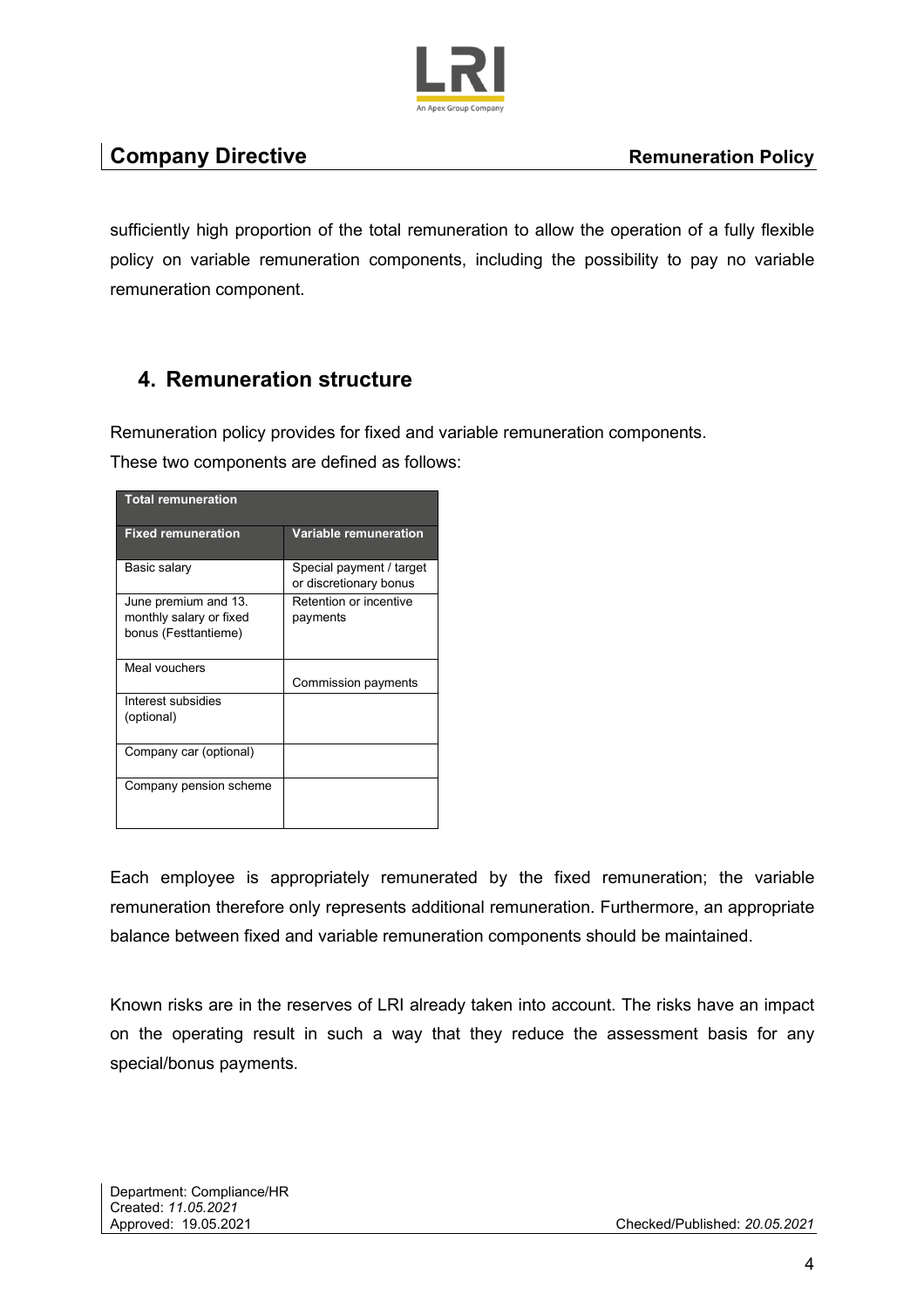sufficiently high proportion of the total remuneration to allow the operation of a fully flexible policy on variable remuneration components, including the possibility to pay no variable remuneration component.

## 4. Remuneration structure

Remuneration policy provides for fixed and variable remuneration components.
These two components are defined as follows:

| **Total remuneration** | |
|---|---|
| **Fixed remuneration** | **Variable remuneration** |
| Basic salary | Special payment / target or discretionary bonus |
| June premium and 13. monthly salary or fixed bonus (Festtantieme) | Retention or incentive payments |
| Meal vouchers | Commission payments |
| Interest subsidies (optional) | |
| Company car (optional) | |
| Company pension scheme | |

Each employee is appropriately remunerated by the fixed remuneration; the variable remuneration therefore only represents additional remuneration. Furthermore, an appropriate balance between fixed and variable remuneration components should be maintained.

Known risks are in the reserves of LRI already taken into account. The risks have an impact on the operating result in such a way that they reduce the assessment basis for any special/bonus payments.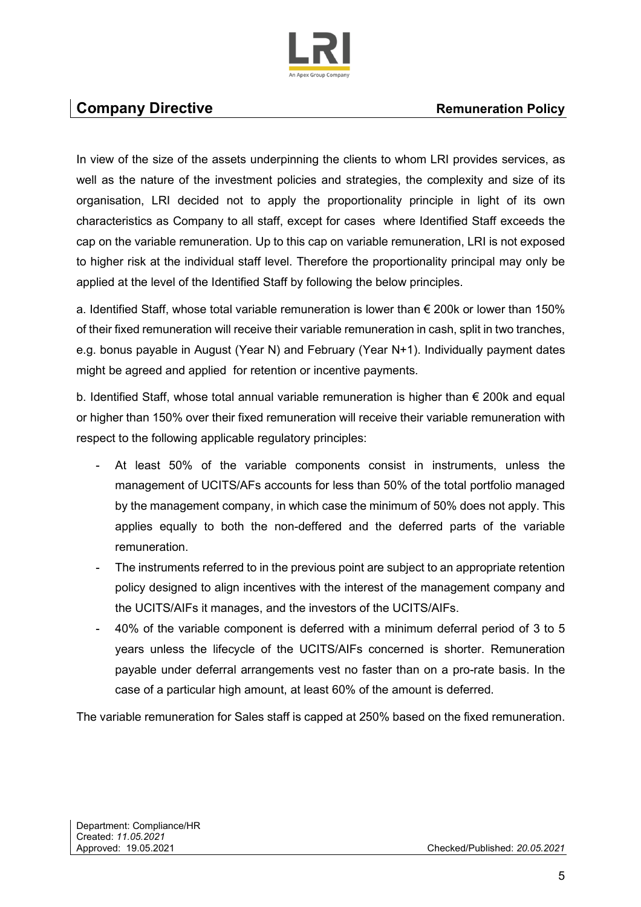In view of the size of the assets underpinning the clients to whom LRI provides services, as well as the nature of the investment policies and strategies, the complexity and size of its organisation, LRI decided not to apply the proportionality principle in light of its own characteristics as Company to all staff, except for cases where Identified Staff exceeds the cap on the variable remuneration. Up to this cap on variable remuneration, LRI is not exposed to higher risk at the individual staff level. Therefore the proportionality principal may only be applied at the level of the Identified Staff by following the below principles.

a. Identified Staff, whose total variable remuneration is lower than € 200k or lower than 150% of their fixed remuneration will receive their variable remuneration in cash, split in two tranches, e.g. bonus payable in August (Year N) and February (Year N+1). Individually payment dates might be agreed and applied for retention or incentive payments.

b. Identified Staff, whose total annual variable remuneration is higher than € 200k and equal or higher than 150% over their fixed remuneration will receive their variable remuneration with respect to the following applicable regulatory principles:

- At least 50% of the variable components consist in instruments, unless the management of UCITS/AFs accounts for less than 50% of the total portfolio managed by the management company, in which case the minimum of 50% does not apply. This applies equally to both the non-deffered and the deferred parts of the variable remuneration.
- The instruments referred to in the previous point are subject to an appropriate retention policy designed to align incentives with the interest of the management company and the UCITS/AIFs it manages, and the investors of the UCITS/AIFs.
- 40% of the variable component is deferred with a minimum deferral period of 3 to 5 years unless the lifecycle of the UCITS/AIFs concerned is shorter. Remuneration payable under deferral arrangements vest no faster than on a pro-rate basis. In the case of a particular high amount, at least 60% of the amount is deferred.

The variable remuneration for Sales staff is capped at 250% based on the fixed remuneration.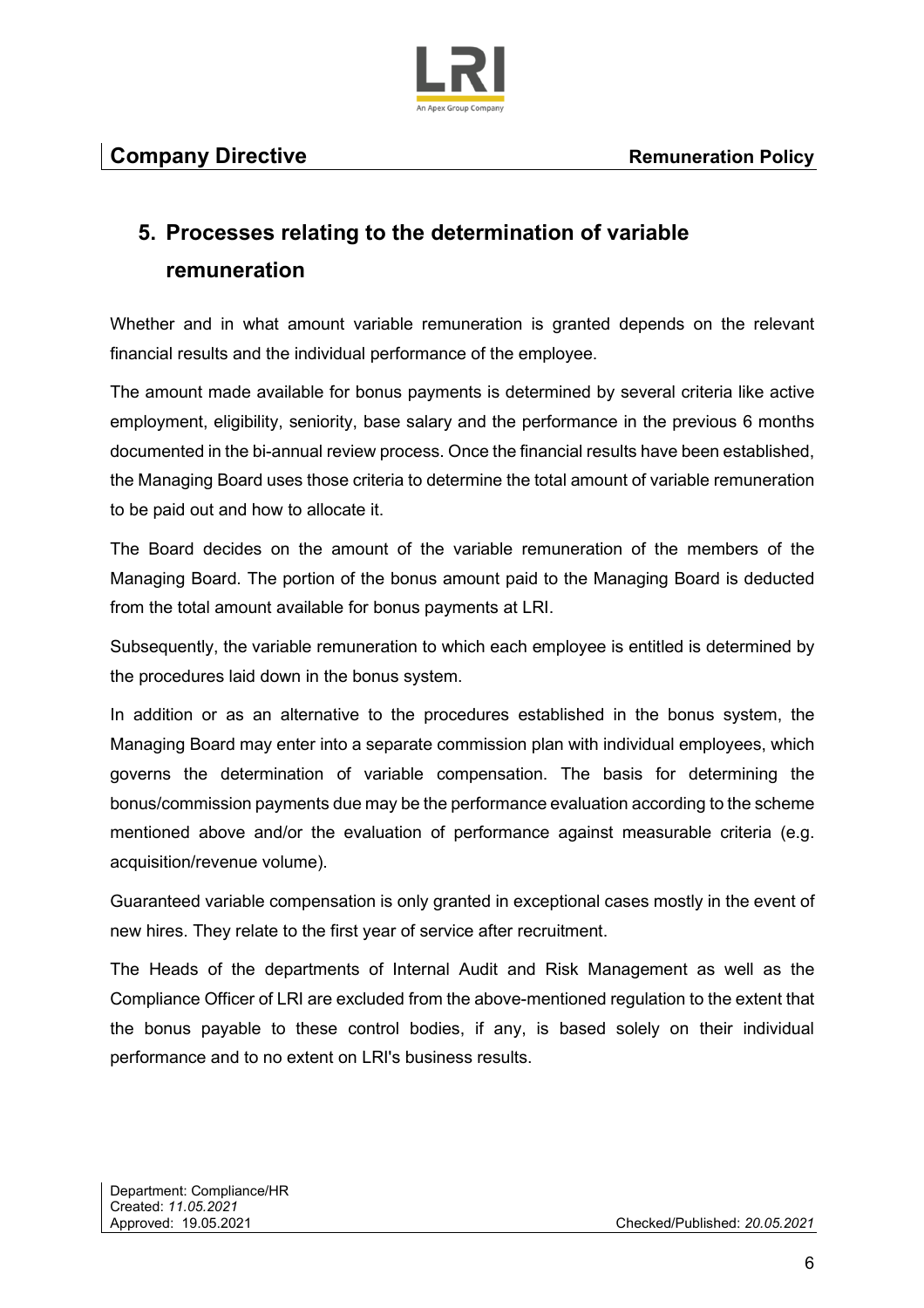## 5. Processes relating to the determination of variable remuneration

Whether and in what amount variable remuneration is granted depends on the relevant financial results and the individual performance of the employee.

The amount made available for bonus payments is determined by several criteria like active employment, eligibility, seniority, base salary and the performance in the previous 6 months documented in the bi-annual review process. Once the financial results have been established, the Managing Board uses those criteria to determine the total amount of variable remuneration to be paid out and how to allocate it.

The Board decides on the amount of the variable remuneration of the members of the Managing Board. The portion of the bonus amount paid to the Managing Board is deducted from the total amount available for bonus payments at LRI.

Subsequently, the variable remuneration to which each employee is entitled is determined by the procedures laid down in the bonus system.

In addition or as an alternative to the procedures established in the bonus system, the Managing Board may enter into a separate commission plan with individual employees, which governs the determination of variable compensation. The basis for determining the bonus/commission payments due may be the performance evaluation according to the scheme mentioned above and/or the evaluation of performance against measurable criteria (e.g. acquisition/revenue volume).

Guaranteed variable compensation is only granted in exceptional cases mostly in the event of new hires. They relate to the first year of service after recruitment.

The Heads of the departments of Internal Audit and Risk Management as well as the Compliance Officer of LRI are excluded from the above-mentioned regulation to the extent that the bonus payable to these control bodies, if any, is based solely on their individual performance and to no extent on LRI's business results.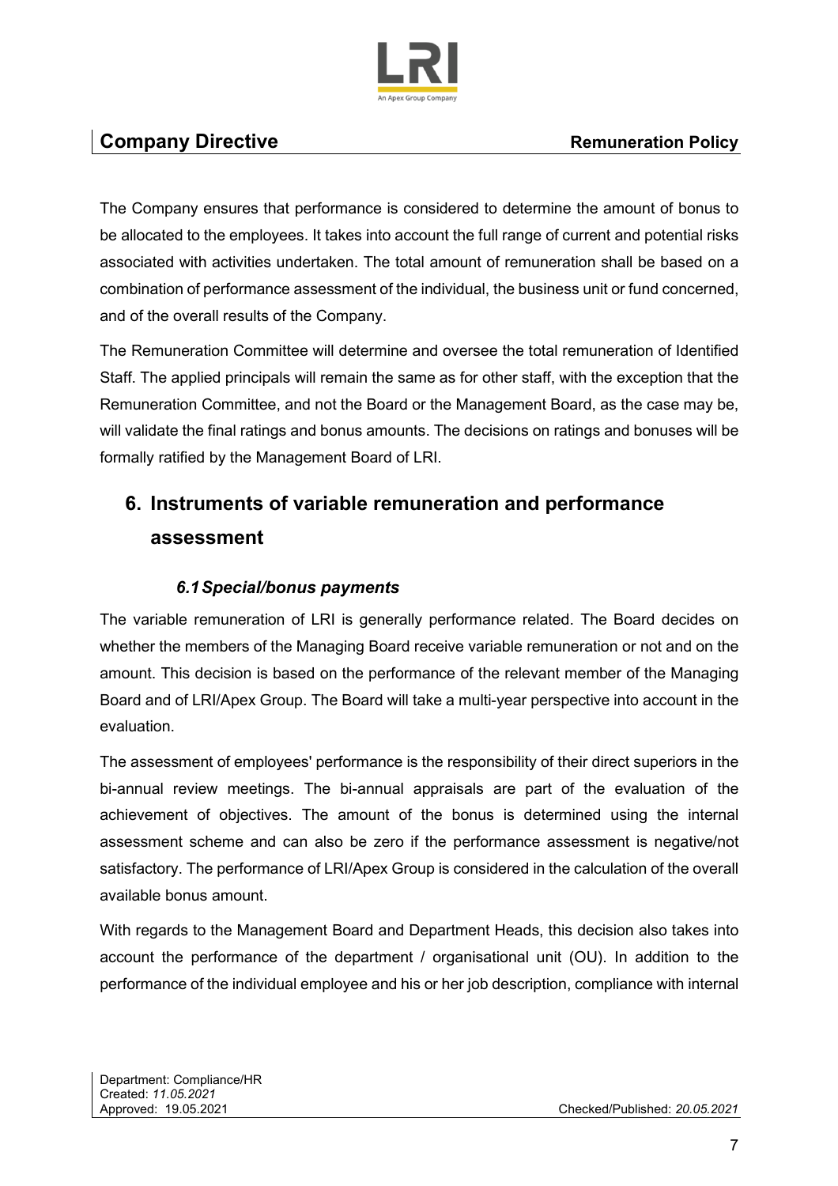The Company ensures that performance is considered to determine the amount of bonus to be allocated to the employees. It takes into account the full range of current and potential risks associated with activities undertaken. The total amount of remuneration shall be based on a combination of performance assessment of the individual, the business unit or fund concerned, and of the overall results of the Company.

The Remuneration Committee will determine and oversee the total remuneration of Identified Staff. The applied principals will remain the same as for other staff, with the exception that the Remuneration Committee, and not the Board or the Management Board, as the case may be, will validate the final ratings and bonus amounts. The decisions on ratings and bonuses will be formally ratified by the Management Board of LRI.

## 6. Instruments of variable remuneration and performance assessment

### *6.1 Special/bonus payments*

The variable remuneration of LRI is generally performance related. The Board decides on whether the members of the Managing Board receive variable remuneration or not and on the amount. This decision is based on the performance of the relevant member of the Managing Board and of LRI/Apex Group. The Board will take a multi-year perspective into account in the evaluation.

The assessment of employees' performance is the responsibility of their direct superiors in the bi-annual review meetings. The bi-annual appraisals are part of the evaluation of the achievement of objectives. The amount of the bonus is determined using the internal assessment scheme and can also be zero if the performance assessment is negative/not satisfactory. The performance of LRI/Apex Group is considered in the calculation of the overall available bonus amount.

With regards to the Management Board and Department Heads, this decision also takes into account the performance of the department / organisational unit (OU). In addition to the performance of the individual employee and his or her job description, compliance with internal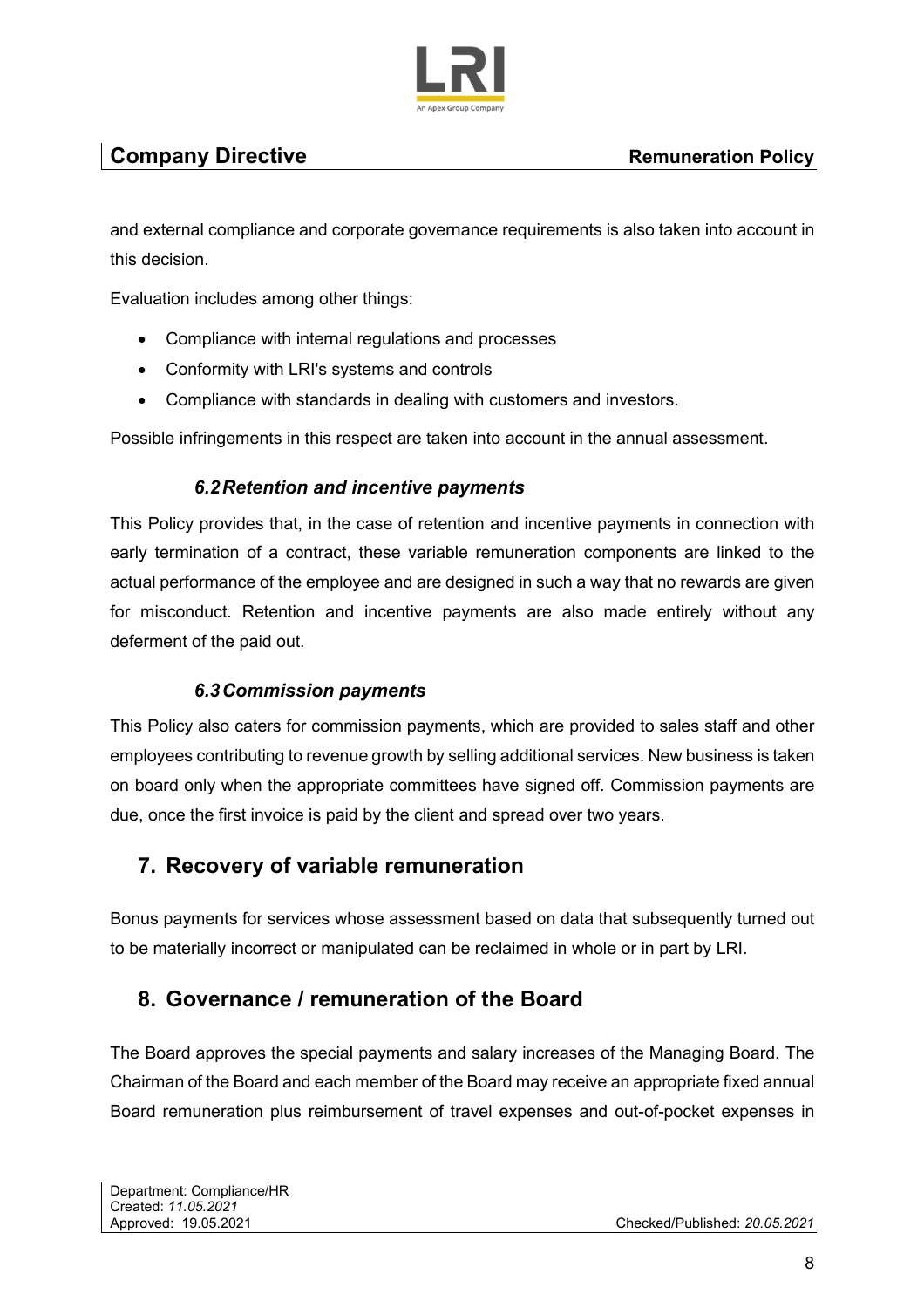and external compliance and corporate governance requirements is also taken into account in this decision.

Evaluation includes among other things:

- Compliance with internal regulations and processes
- Conformity with LRI's systems and controls
- Compliance with standards in dealing with customers and investors.

Possible infringements in this respect are taken into account in the annual assessment.

### *6.2 Retention and incentive payments*

This Policy provides that, in the case of retention and incentive payments in connection with early termination of a contract, these variable remuneration components are linked to the actual performance of the employee and are designed in such a way that no rewards are given for misconduct. Retention and incentive payments are also made entirely without any deferment of the paid out.

### *6.3 Commission payments*

This Policy also caters for commission payments, which are provided to sales staff and other employees contributing to revenue growth by selling additional services. New business is taken on board only when the appropriate committees have signed off. Commission payments are due, once the first invoice is paid by the client and spread over two years.

## 7. Recovery of variable remuneration

Bonus payments for services whose assessment based on data that subsequently turned out to be materially incorrect or manipulated can be reclaimed in whole or in part by LRI.

## 8. Governance / remuneration of the Board

The Board approves the special payments and salary increases of the Managing Board. The Chairman of the Board and each member of the Board may receive an appropriate fixed annual Board remuneration plus reimbursement of travel expenses and out-of-pocket expenses in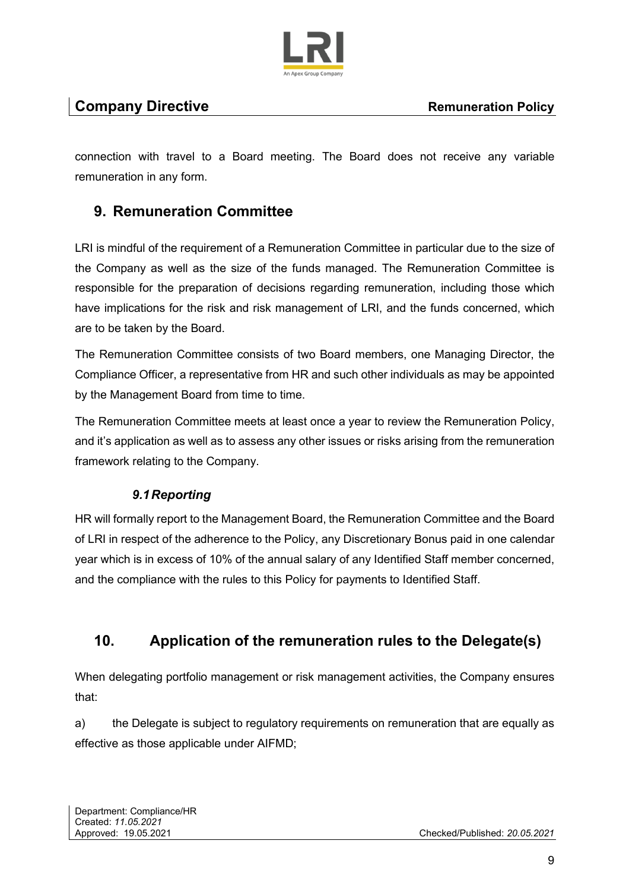connection with travel to a Board meeting. The Board does not receive any variable remuneration in any form.

## 9. Remuneration Committee

LRI is mindful of the requirement of a Remuneration Committee in particular due to the size of the Company as well as the size of the funds managed. The Remuneration Committee is responsible for the preparation of decisions regarding remuneration, including those which have implications for the risk and risk management of LRI, and the funds concerned, which are to be taken by the Board.

The Remuneration Committee consists of two Board members, one Managing Director, the Compliance Officer, a representative from HR and such other individuals as may be appointed by the Management Board from time to time.

The Remuneration Committee meets at least once a year to review the Remuneration Policy, and it's application as well as to assess any other issues or risks arising from the remuneration framework relating to the Company.

### *9.1 Reporting*

HR will formally report to the Management Board, the Remuneration Committee and the Board of LRI in respect of the adherence to the Policy, any Discretionary Bonus paid in one calendar year which is in excess of 10% of the annual salary of any Identified Staff member concerned, and the compliance with the rules to this Policy for payments to Identified Staff.

## 10. Application of the remuneration rules to the Delegate(s)

When delegating portfolio management or risk management activities, the Company ensures that:

a) the Delegate is subject to regulatory requirements on remuneration that are equally as effective as those applicable under AIFMD;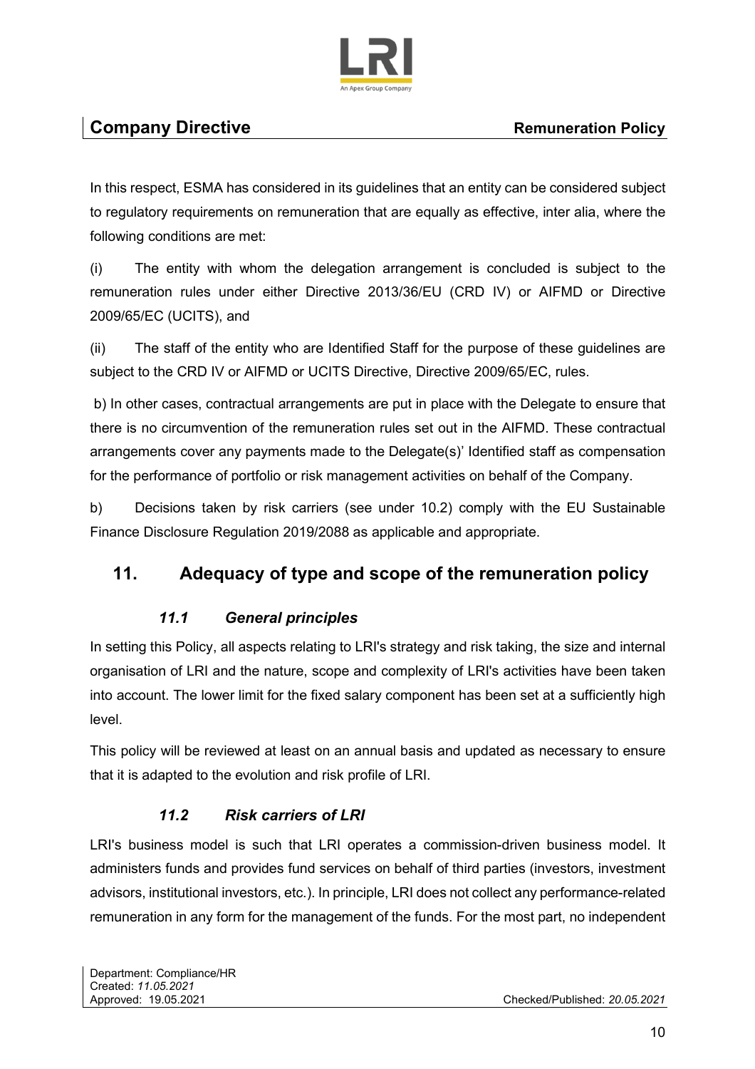In this respect, ESMA has considered in its guidelines that an entity can be considered subject to regulatory requirements on remuneration that are equally as effective, inter alia, where the following conditions are met:

(i) The entity with whom the delegation arrangement is concluded is subject to the remuneration rules under either Directive 2013/36/EU (CRD IV) or AIFMD or Directive 2009/65/EC (UCITS), and

(ii) The staff of the entity who are Identified Staff for the purpose of these guidelines are subject to the CRD IV or AIFMD or UCITS Directive, Directive 2009/65/EC, rules.

b) In other cases, contractual arrangements are put in place with the Delegate to ensure that there is no circumvention of the remuneration rules set out in the AIFMD. These contractual arrangements cover any payments made to the Delegate(s)' Identified staff as compensation for the performance of portfolio or risk management activities on behalf of the Company.

b) Decisions taken by risk carriers (see under 10.2) comply with the EU Sustainable Finance Disclosure Regulation 2019/2088 as applicable and appropriate.

## 11. Adequacy of type and scope of the remuneration policy

### *11.1 General principles*

In setting this Policy, all aspects relating to LRI's strategy and risk taking, the size and internal organisation of LRI and the nature, scope and complexity of LRI's activities have been taken into account. The lower limit for the fixed salary component has been set at a sufficiently high level.

This policy will be reviewed at least on an annual basis and updated as necessary to ensure that it is adapted to the evolution and risk profile of LRI.

### *11.2 Risk carriers of LRI*

LRI's business model is such that LRI operates a commission-driven business model. It administers funds and provides fund services on behalf of third parties (investors, investment advisors, institutional investors, etc.). In principle, LRI does not collect any performance-related remuneration in any form for the management of the funds. For the most part, no independent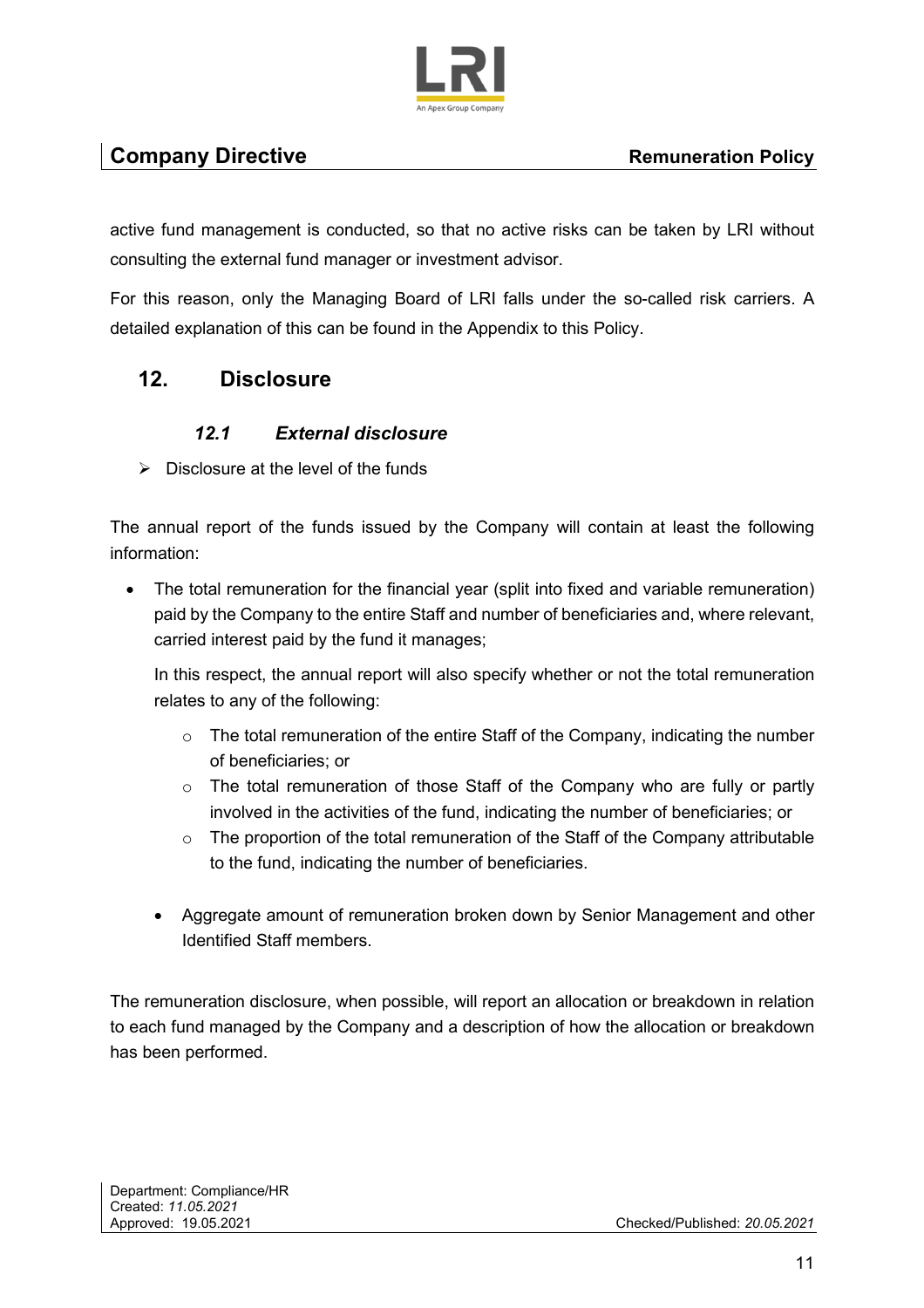active fund management is conducted, so that no active risks can be taken by LRI without consulting the external fund manager or investment advisor.

For this reason, only the Managing Board of LRI falls under the so-called risk carriers. A detailed explanation of this can be found in the Appendix to this Policy.

## 12. Disclosure

### *12.1 External disclosure*

➢ Disclosure at the level of the funds

The annual report of the funds issued by the Company will contain at least the following information:

- The total remuneration for the financial year (split into fixed and variable remuneration) paid by the Company to the entire Staff and number of beneficiaries and, where relevant, carried interest paid by the fund it manages;

  In this respect, the annual report will also specify whether or not the total remuneration relates to any of the following:

  - The total remuneration of the entire Staff of the Company, indicating the number of beneficiaries; or
  - The total remuneration of those Staff of the Company who are fully or partly involved in the activities of the fund, indicating the number of beneficiaries; or
  - The proportion of the total remuneration of the Staff of the Company attributable to the fund, indicating the number of beneficiaries.

- Aggregate amount of remuneration broken down by Senior Management and other Identified Staff members.

The remuneration disclosure, when possible, will report an allocation or breakdown in relation to each fund managed by the Company and a description of how the allocation or breakdown has been performed.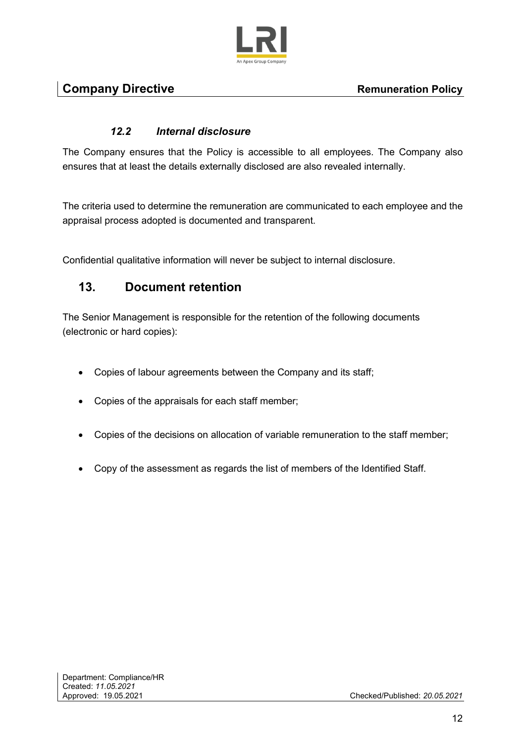### *12.2 Internal disclosure*

The Company ensures that the Policy is accessible to all employees. The Company also ensures that at least the details externally disclosed are also revealed internally.

The criteria used to determine the remuneration are communicated to each employee and the appraisal process adopted is documented and transparent.

Confidential qualitative information will never be subject to internal disclosure.

## 13. Document retention

The Senior Management is responsible for the retention of the following documents (electronic or hard copies):

- Copies of labour agreements between the Company and its staff;
- Copies of the appraisals for each staff member;
- Copies of the decisions on allocation of variable remuneration to the staff member;
- Copy of the assessment as regards the list of members of the Identified Staff.